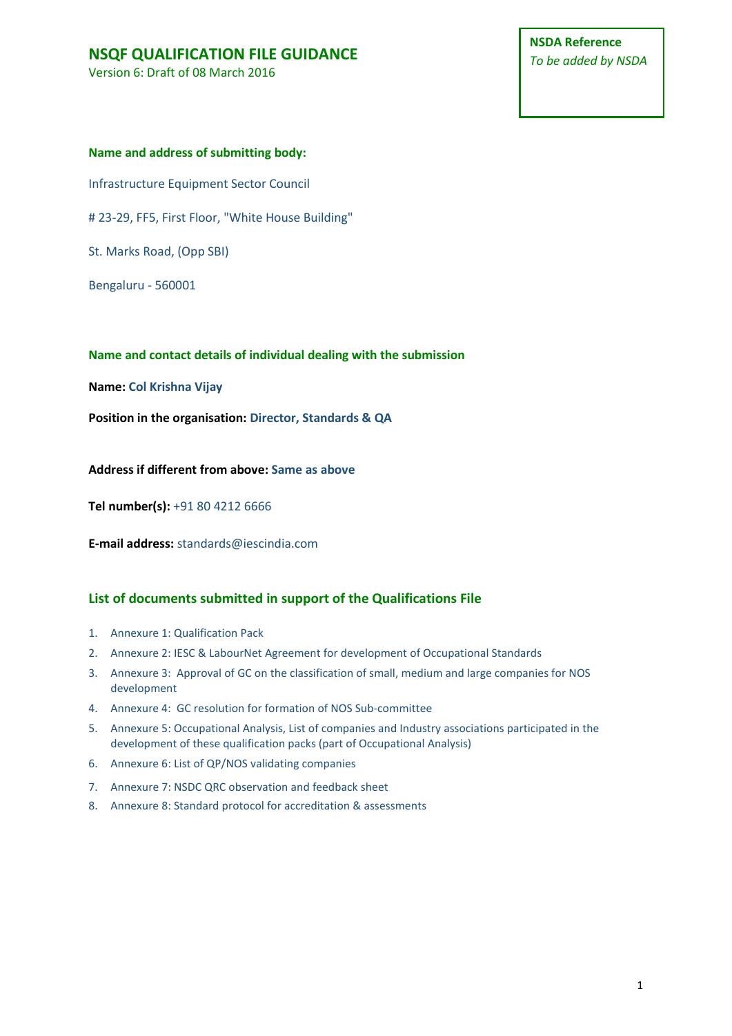# NSQF QUALIFICATION FILE GUIDANCE

Version 6: Draft of 08 March 2016

**NSDA Reference**
*To be added by NSDA*

**Name and address of submitting body:**

Infrastructure Equipment Sector Council

# 23-29, FF5, First Floor, "White House Building"

St. Marks Road, (Opp SBI)

Bengaluru - 560001

**Name and contact details of individual dealing with the submission**

**Name: Col Krishna Vijay**

**Position in the organisation: Director, Standards & QA**

**Address if different from above: Same as above**

**Tel number(s):** +91 80 4212 6666

**E-mail address:** standards@iescindia.com

## List of documents submitted in support of the Qualifications File

1. Annexure 1: Qualification Pack
2. Annexure 2: IESC & LabourNet Agreement for development of Occupational Standards
3. Annexure 3: Approval of GC on the classification of small, medium and large companies for NOS development
4. Annexure 4: GC resolution for formation of NOS Sub-committee
5. Annexure 5: Occupational Analysis, List of companies and Industry associations participated in the development of these qualification packs (part of Occupational Analysis)
6. Annexure 6: List of QP/NOS validating companies
7. Annexure 7: NSDC QRC observation and feedback sheet
8. Annexure 8: Standard protocol for accreditation & assessments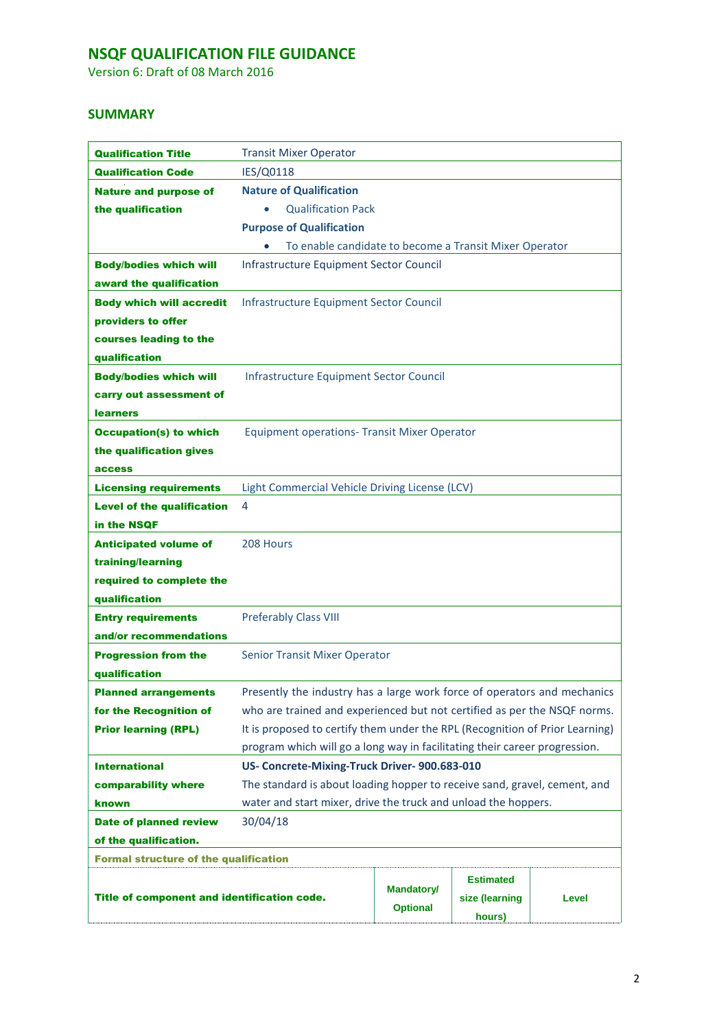# NSQF QUALIFICATION FILE GUIDANCE

Version 6: Draft of 08 March 2016

## SUMMARY

| | | | | |
|---|---|---|---|---|
| **Qualification Title** | Transit Mixer Operator | | | |
| **Qualification Code** | IES/Q0118 | | | |
| **Nature and purpose of the qualification** | **Nature of Qualification**<br>• Qualification Pack<br>**Purpose of Qualification**<br>• To enable candidate to become a Transit Mixer Operator | | | |
| **Body/bodies which will award the qualification** | Infrastructure Equipment Sector Council | | | |
| **Body which will accredit providers to offer courses leading to the qualification** | Infrastructure Equipment Sector Council | | | |
| **Body/bodies which will carry out assessment of learners** | Infrastructure Equipment Sector Council | | | |
| **Occupation(s) to which the qualification gives access** | Equipment operations- Transit Mixer Operator | | | |
| **Licensing requirements** | Light Commercial Vehicle Driving License (LCV) | | | |
| **Level of the qualification in the NSQF** | 4 | | | |
| **Anticipated volume of training/learning required to complete the qualification** | 208 Hours | | | |
| **Entry requirements and/or recommendations** | Preferably Class VIII | | | |
| **Progression from the qualification** | Senior Transit Mixer Operator | | | |
| **Planned arrangements for the Recognition of Prior learning (RPL)** | Presently the industry has a large work force of operators and mechanics who are trained and experienced but not certified as per the NSQF norms. It is proposed to certify them under the RPL (Recognition of Prior Learning) program which will go a long way in facilitating their career progression. | | | |
| **International comparability where known** | **US- Concrete-Mixing-Truck Driver- 900.683-010**<br>The standard is about loading hopper to receive sand, gravel, cement, and water and start mixer, drive the truck and unload the hoppers. | | | |
| **Date of planned review of the qualification.** | 30/04/18 | | | |
| **Formal structure of the qualification** | | | | |
| **Title of component and identification code.** | | **Mandatory/ Optional** | **Estimated size (learning hours)** | **Level** |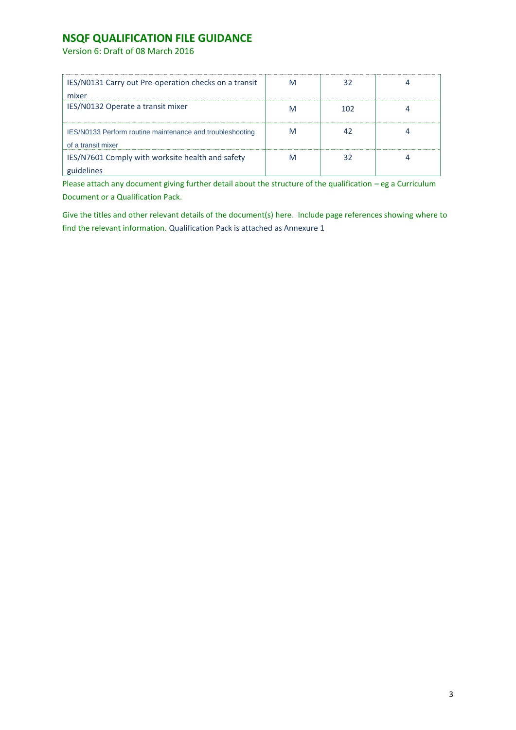| | | | |
|---|---|---|---|
| IES/N0131 Carry out Pre-operation checks on a transit mixer | M | 32 | 4 |
| IES/N0132 Operate a transit mixer | M | 102 | 4 |
| IES/N0133 Perform routine maintenance and troubleshooting of a transit mixer | M | 42 | 4 |
| IES/N7601 Comply with worksite health and safety guidelines | M | 32 | 4 |

Please attach any document giving further detail about the structure of the qualification – eg a Curriculum Document or a Qualification Pack.

Give the titles and other relevant details of the document(s) here. Include page references showing where to find the relevant information. Qualification Pack is attached as Annexure 1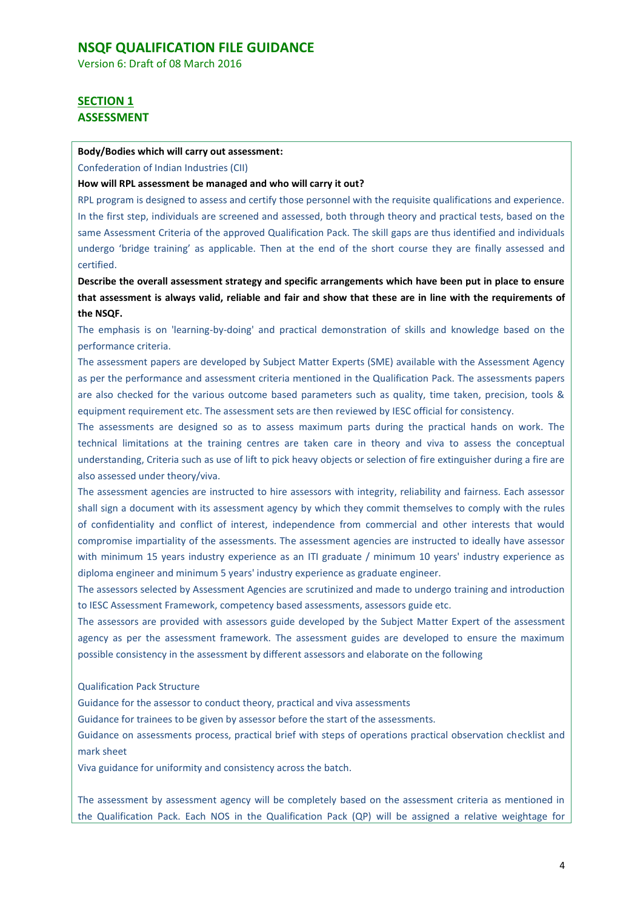# NSQF QUALIFICATION FILE GUIDANCE

Version 6: Draft of 08 March 2016

## SECTION 1

## ASSESSMENT

**Body/Bodies which will carry out assessment:**

Confederation of Indian Industries (CII)

**How will RPL assessment be managed and who will carry it out?**

RPL program is designed to assess and certify those personnel with the requisite qualifications and experience. In the first step, individuals are screened and assessed, both through theory and practical tests, based on the same Assessment Criteria of the approved Qualification Pack. The skill gaps are thus identified and individuals undergo 'bridge training' as applicable. Then at the end of the short course they are finally assessed and certified.

**Describe the overall assessment strategy and specific arrangements which have been put in place to ensure that assessment is always valid, reliable and fair and show that these are in line with the requirements of the NSQF.**

The emphasis is on 'learning-by-doing' and practical demonstration of skills and knowledge based on the performance criteria.

The assessment papers are developed by Subject Matter Experts (SME) available with the Assessment Agency as per the performance and assessment criteria mentioned in the Qualification Pack. The assessments papers are also checked for the various outcome based parameters such as quality, time taken, precision, tools & equipment requirement etc. The assessment sets are then reviewed by IESC official for consistency.

The assessments are designed so as to assess maximum parts during the practical hands on work. The technical limitations at the training centres are taken care in theory and viva to assess the conceptual understanding, Criteria such as use of lift to pick heavy objects or selection of fire extinguisher during a fire are also assessed under theory/viva.

The assessment agencies are instructed to hire assessors with integrity, reliability and fairness. Each assessor shall sign a document with its assessment agency by which they commit themselves to comply with the rules of confidentiality and conflict of interest, independence from commercial and other interests that would compromise impartiality of the assessments. The assessment agencies are instructed to ideally have assessor with minimum 15 years industry experience as an ITI graduate / minimum 10 years' industry experience as diploma engineer and minimum 5 years' industry experience as graduate engineer.

The assessors selected by Assessment Agencies are scrutinized and made to undergo training and introduction to IESC Assessment Framework, competency based assessments, assessors guide etc.

The assessors are provided with assessors guide developed by the Subject Matter Expert of the assessment agency as per the assessment framework. The assessment guides are developed to ensure the maximum possible consistency in the assessment by different assessors and elaborate on the following

Qualification Pack Structure

Guidance for the assessor to conduct theory, practical and viva assessments

Guidance for trainees to be given by assessor before the start of the assessments.

Guidance on assessments process, practical brief with steps of operations practical observation checklist and mark sheet

Viva guidance for uniformity and consistency across the batch.

The assessment by assessment agency will be completely based on the assessment criteria as mentioned in the Qualification Pack. Each NOS in the Qualification Pack (QP) will be assigned a relative weightage for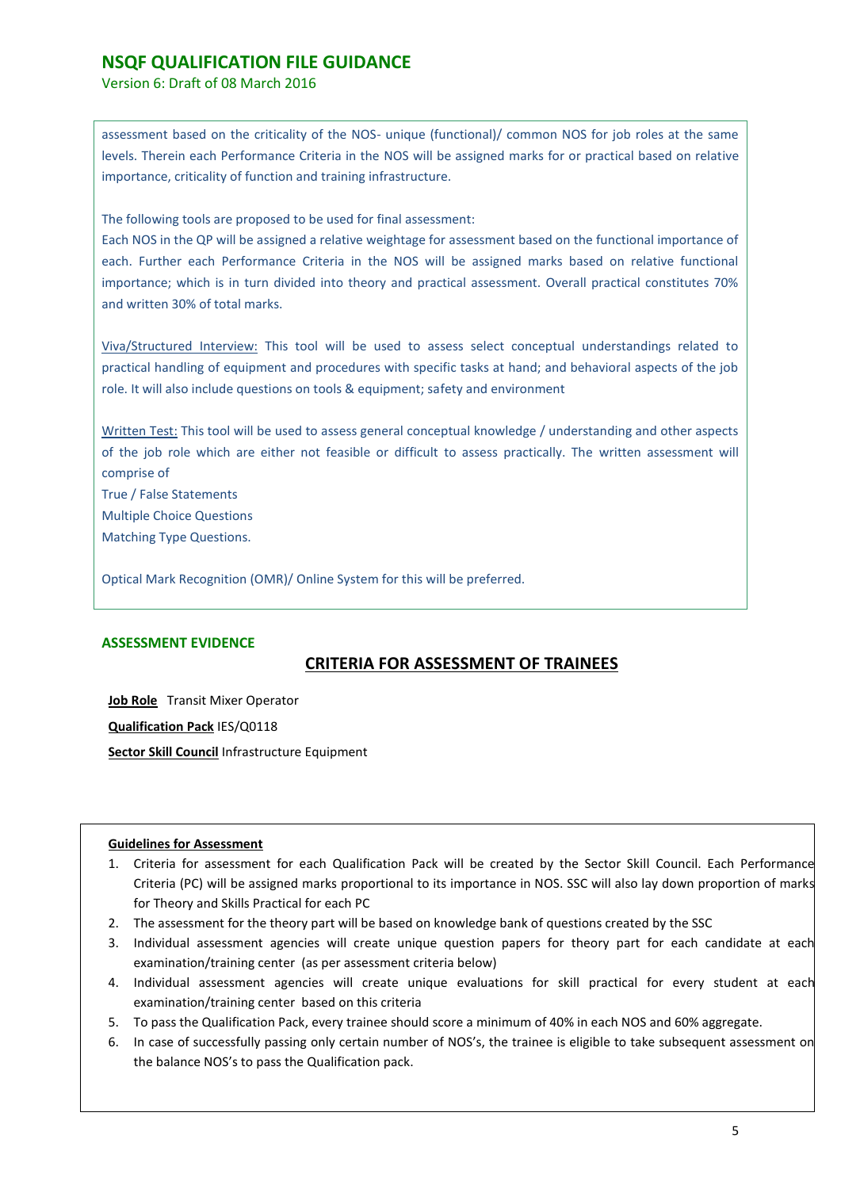assessment based on the criticality of the NOS- unique (functional)/ common NOS for job roles at the same levels. Therein each Performance Criteria in the NOS will be assigned marks for or practical based on relative importance, criticality of function and training infrastructure.

The following tools are proposed to be used for final assessment:
Each NOS in the QP will be assigned a relative weightage for assessment based on the functional importance of each. Further each Performance Criteria in the NOS will be assigned marks based on relative functional importance; which is in turn divided into theory and practical assessment. Overall practical constitutes 70% and written 30% of total marks.

Viva/Structured Interview: This tool will be used to assess select conceptual understandings related to practical handling of equipment and procedures with specific tasks at hand; and behavioral aspects of the job role. It will also include questions on tools & equipment; safety and environment

Written Test: This tool will be used to assess general conceptual knowledge / understanding and other aspects of the job role which are either not feasible or difficult to assess practically. The written assessment will comprise of
True / False Statements
Multiple Choice Questions
Matching Type Questions.

Optical Mark Recognition (OMR)/ Online System for this will be preferred.

**ASSESSMENT EVIDENCE**

## CRITERIA FOR ASSESSMENT OF TRAINEES

**Job Role** Transit Mixer Operator

**Qualification Pack** IES/Q0118

**Sector Skill Council** Infrastructure Equipment

**Guidelines for Assessment**

1. Criteria for assessment for each Qualification Pack will be created by the Sector Skill Council. Each Performance Criteria (PC) will be assigned marks proportional to its importance in NOS. SSC will also lay down proportion of marks for Theory and Skills Practical for each PC
2. The assessment for the theory part will be based on knowledge bank of questions created by the SSC
3. Individual assessment agencies will create unique question papers for theory part for each candidate at each examination/training center (as per assessment criteria below)
4. Individual assessment agencies will create unique evaluations for skill practical for every student at each examination/training center based on this criteria
5. To pass the Qualification Pack, every trainee should score a minimum of 40% in each NOS and 60% aggregate.
6. In case of successfully passing only certain number of NOS's, the trainee is eligible to take subsequent assessment on the balance NOS's to pass the Qualification pack.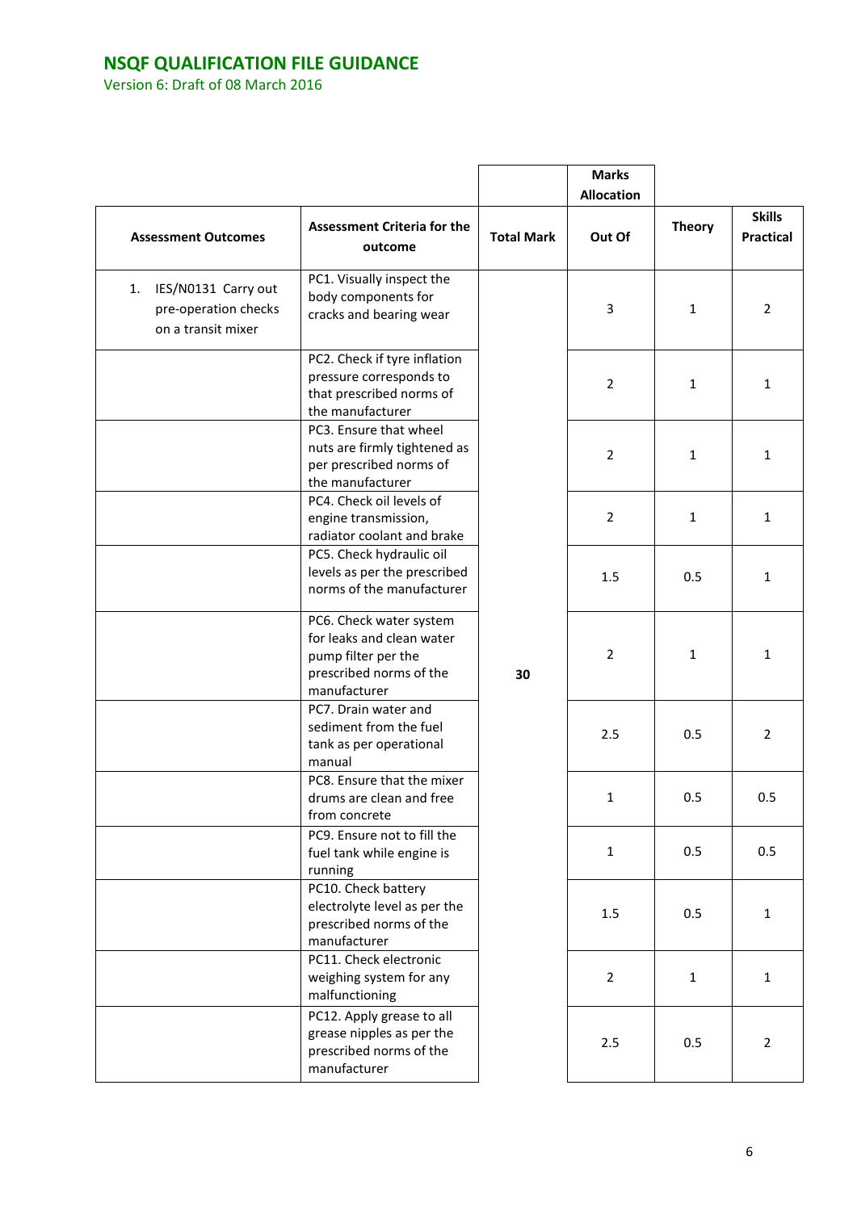# NSQF QUALIFICATION FILE GUIDANCE

Version 6: Draft of 08 March 2016

| | | | Marks Allocation | | |
|---|---|---|---|---|---|
| **Assessment Outcomes** | **Assessment Criteria for the outcome** | **Total Mark** | **Out Of** | **Theory** | **Skills Practical** |
| 1. IES/N0131 Carry out pre-operation checks on a transit mixer | PC1. Visually inspect the body components for cracks and bearing wear | 30 | 3 | 1 | 2 |
| | PC2. Check if tyre inflation pressure corresponds to that prescribed norms of the manufacturer | | 2 | 1 | 1 |
| | PC3. Ensure that wheel nuts are firmly tightened as per prescribed norms of the manufacturer | | 2 | 1 | 1 |
| | PC4. Check oil levels of engine transmission, radiator coolant and brake | | 2 | 1 | 1 |
| | PC5. Check hydraulic oil levels as per the prescribed norms of the manufacturer | | 1.5 | 0.5 | 1 |
| | PC6. Check water system for leaks and clean water pump filter per the prescribed norms of the manufacturer | | 2 | 1 | 1 |
| | PC7. Drain water and sediment from the fuel tank as per operational manual | | 2.5 | 0.5 | 2 |
| | PC8. Ensure that the mixer drums are clean and free from concrete | | 1 | 0.5 | 0.5 |
| | PC9. Ensure not to fill the fuel tank while engine is running | | 1 | 0.5 | 0.5 |
| | PC10. Check battery electrolyte level as per the prescribed norms of the manufacturer | | 1.5 | 0.5 | 1 |
| | PC11. Check electronic weighing system for any malfunctioning | | 2 | 1 | 1 |
| | PC12. Apply grease to all grease nipples as per the prescribed norms of the manufacturer | | 2.5 | 0.5 | 2 |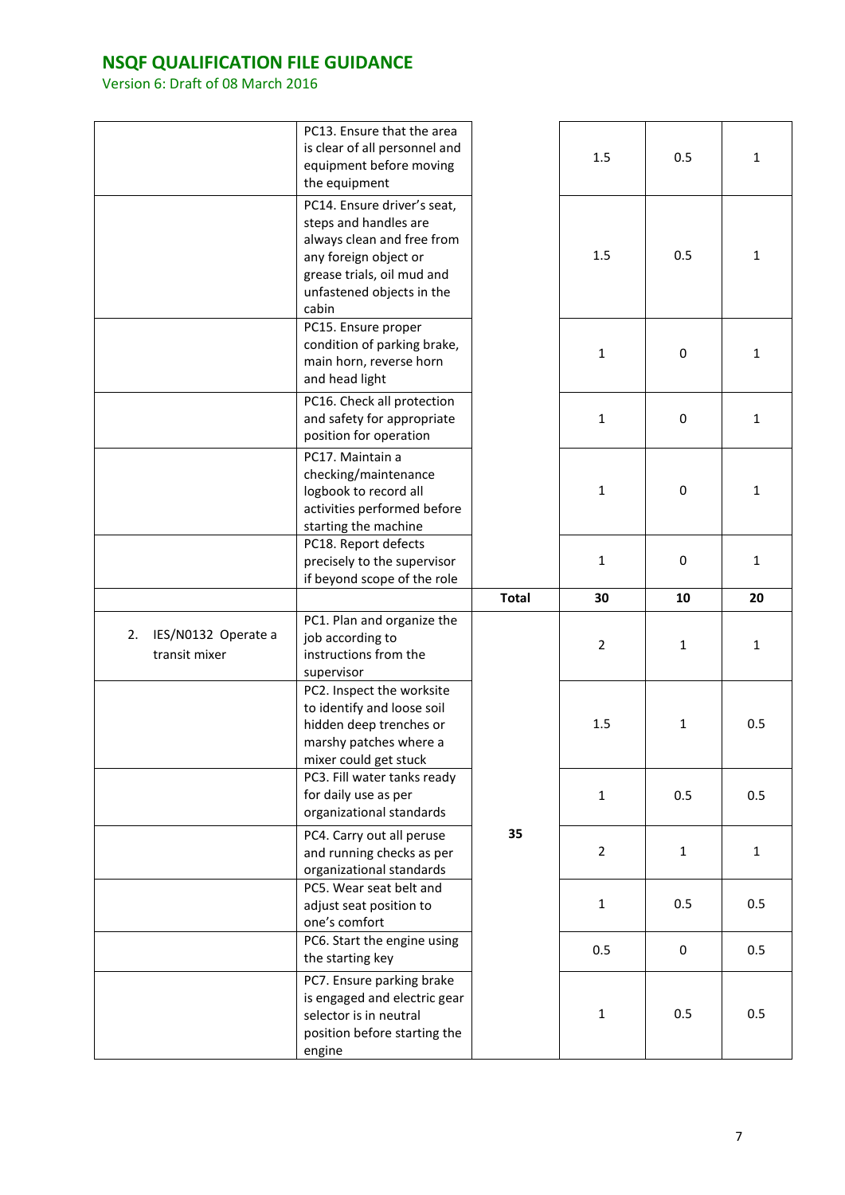| | | | | | |
|---|---|---|---|---|---|
| | PC13. Ensure that the area is clear of all personnel and equipment before moving the equipment | | 1.5 | 0.5 | 1 |
| | PC14. Ensure driver's seat, steps and handles are always clean and free from any foreign object or grease trials, oil mud and unfastened objects in the cabin | | 1.5 | 0.5 | 1 |
| | PC15. Ensure proper condition of parking brake, main horn, reverse horn and head light | | 1 | 0 | 1 |
| | PC16. Check all protection and safety for appropriate position for operation | | 1 | 0 | 1 |
| | PC17. Maintain a checking/maintenance logbook to record all activities performed before starting the machine | | 1 | 0 | 1 |
| | PC18. Report defects precisely to the supervisor if beyond scope of the role | | 1 | 0 | 1 |
| | | **Total** | **30** | **10** | **20** |
| 2. IES/N0132 Operate a transit mixer | PC1. Plan and organize the job according to instructions from the supervisor | **35** | 2 | 1 | 1 |
| | PC2. Inspect the worksite to identify and loose soil hidden deep trenches or marshy patches where a mixer could get stuck | | 1.5 | 1 | 0.5 |
| | PC3. Fill water tanks ready for daily use as per organizational standards | | 1 | 0.5 | 0.5 |
| | PC4. Carry out all peruse and running checks as per organizational standards | | 2 | 1 | 1 |
| | PC5. Wear seat belt and adjust seat position to one's comfort | | 1 | 0.5 | 0.5 |
| | PC6. Start the engine using the starting key | | 0.5 | 0 | 0.5 |
| | PC7. Ensure parking brake is engaged and electric gear selector is in neutral position before starting the engine | | 1 | 0.5 | 0.5 |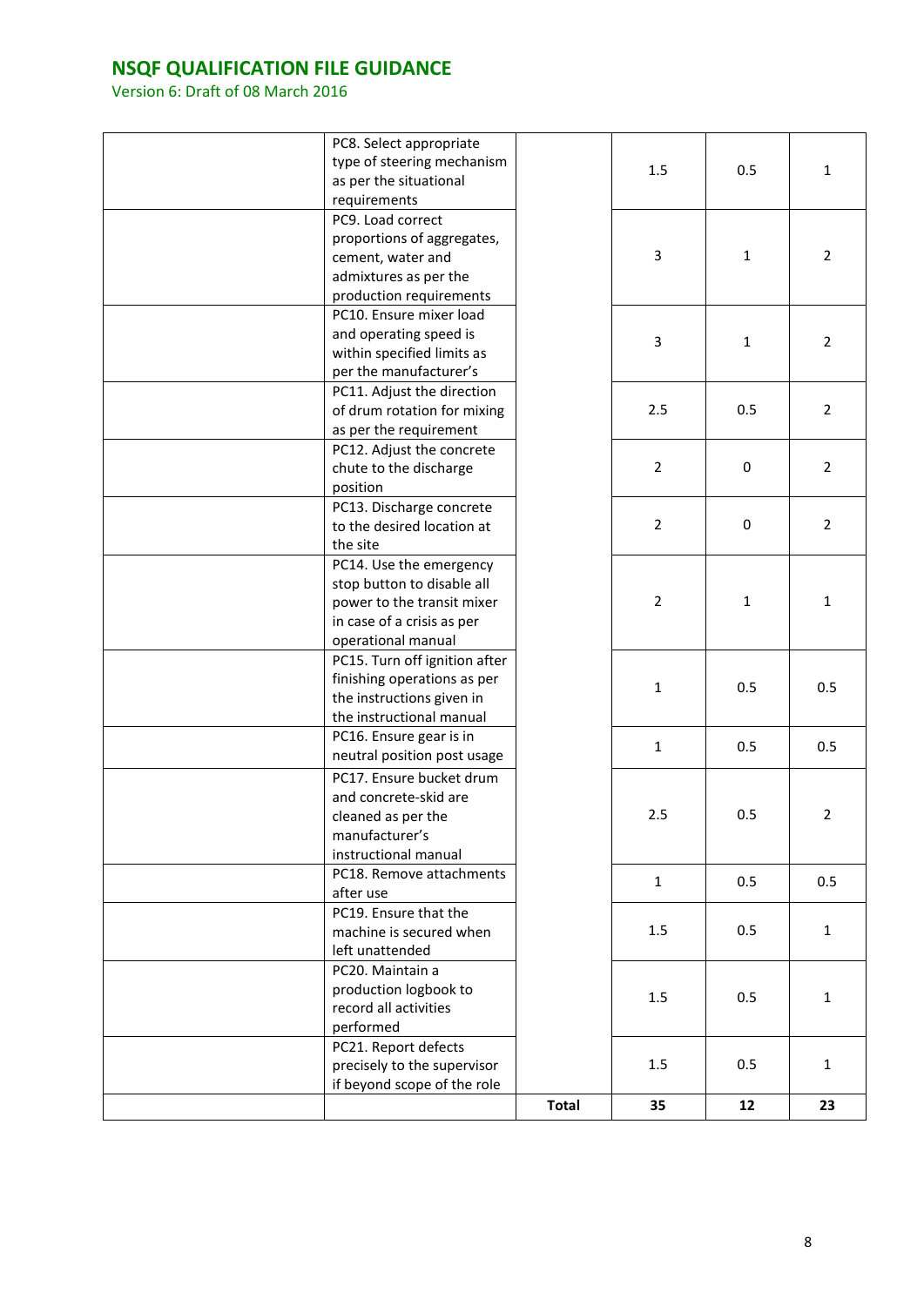| | | | | | |
|---|---|---|---|---|---|
| | PC8. Select appropriate type of steering mechanism as per the situational requirements | | 1.5 | 0.5 | 1 |
| | PC9. Load correct proportions of aggregates, cement, water and admixtures as per the production requirements | | 3 | 1 | 2 |
| | PC10. Ensure mixer load and operating speed is within specified limits as per the manufacturer's | | 3 | 1 | 2 |
| | PC11. Adjust the direction of drum rotation for mixing as per the requirement | | 2.5 | 0.5 | 2 |
| | PC12. Adjust the concrete chute to the discharge position | | 2 | 0 | 2 |
| | PC13. Discharge concrete to the desired location at the site | | 2 | 0 | 2 |
| | PC14. Use the emergency stop button to disable all power to the transit mixer in case of a crisis as per operational manual | | 2 | 1 | 1 |
| | PC15. Turn off ignition after finishing operations as per the instructions given in the instructional manual | | 1 | 0.5 | 0.5 |
| | PC16. Ensure gear is in neutral position post usage | | 1 | 0.5 | 0.5 |
| | PC17. Ensure bucket drum and concrete-skid are cleaned as per the manufacturer's instructional manual | | 2.5 | 0.5 | 2 |
| | PC18. Remove attachments after use | | 1 | 0.5 | 0.5 |
| | PC19. Ensure that the machine is secured when left unattended | | 1.5 | 0.5 | 1 |
| | PC20. Maintain a production logbook to record all activities performed | | 1.5 | 0.5 | 1 |
| | PC21. Report defects precisely to the supervisor if beyond scope of the role | | 1.5 | 0.5 | 1 |
| | | **Total** | **35** | **12** | **23** |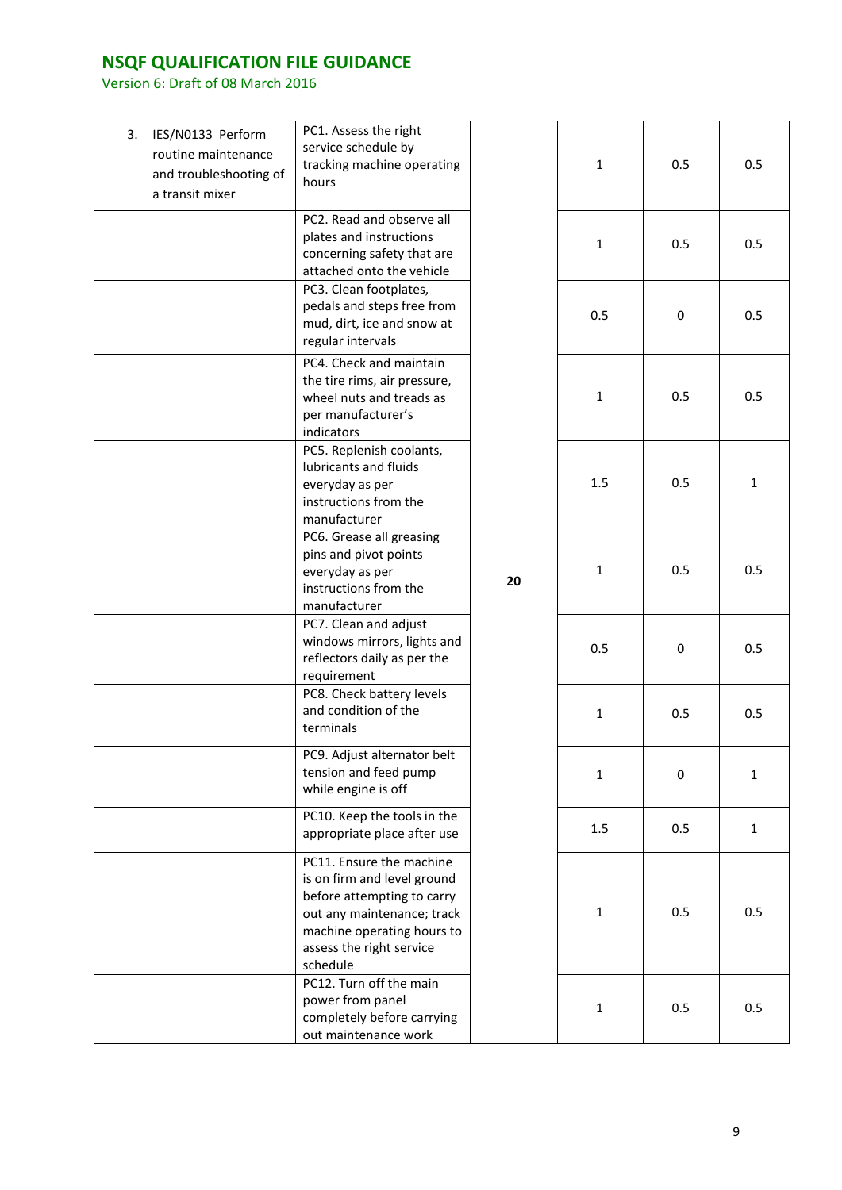| | | | | | |
|---|---|---|---|---|---|
| 3. IES/N0133 Perform routine maintenance and troubleshooting of a transit mixer | PC1. Assess the right service schedule by tracking machine operating hours | 20 | 1 | 0.5 | 0.5 |
| | PC2. Read and observe all plates and instructions concerning safety that are attached onto the vehicle | | 1 | 0.5 | 0.5 |
| | PC3. Clean footplates, pedals and steps free from mud, dirt, ice and snow at regular intervals | | 0.5 | 0 | 0.5 |
| | PC4. Check and maintain the tire rims, air pressure, wheel nuts and treads as per manufacturer's indicators | | 1 | 0.5 | 0.5 |
| | PC5. Replenish coolants, lubricants and fluids everyday as per instructions from the manufacturer | | 1.5 | 0.5 | 1 |
| | PC6. Grease all greasing pins and pivot points everyday as per instructions from the manufacturer | | 1 | 0.5 | 0.5 |
| | PC7. Clean and adjust windows mirrors, lights and reflectors daily as per the requirement | | 0.5 | 0 | 0.5 |
| | PC8. Check battery levels and condition of the terminals | | 1 | 0.5 | 0.5 |
| | PC9. Adjust alternator belt tension and feed pump while engine is off | | 1 | 0 | 1 |
| | PC10. Keep the tools in the appropriate place after use | | 1.5 | 0.5 | 1 |
| | PC11. Ensure the machine is on firm and level ground before attempting to carry out any maintenance; track machine operating hours to assess the right service schedule | | 1 | 0.5 | 0.5 |
| | PC12. Turn off the main power from panel completely before carrying out maintenance work | | 1 | 0.5 | 0.5 |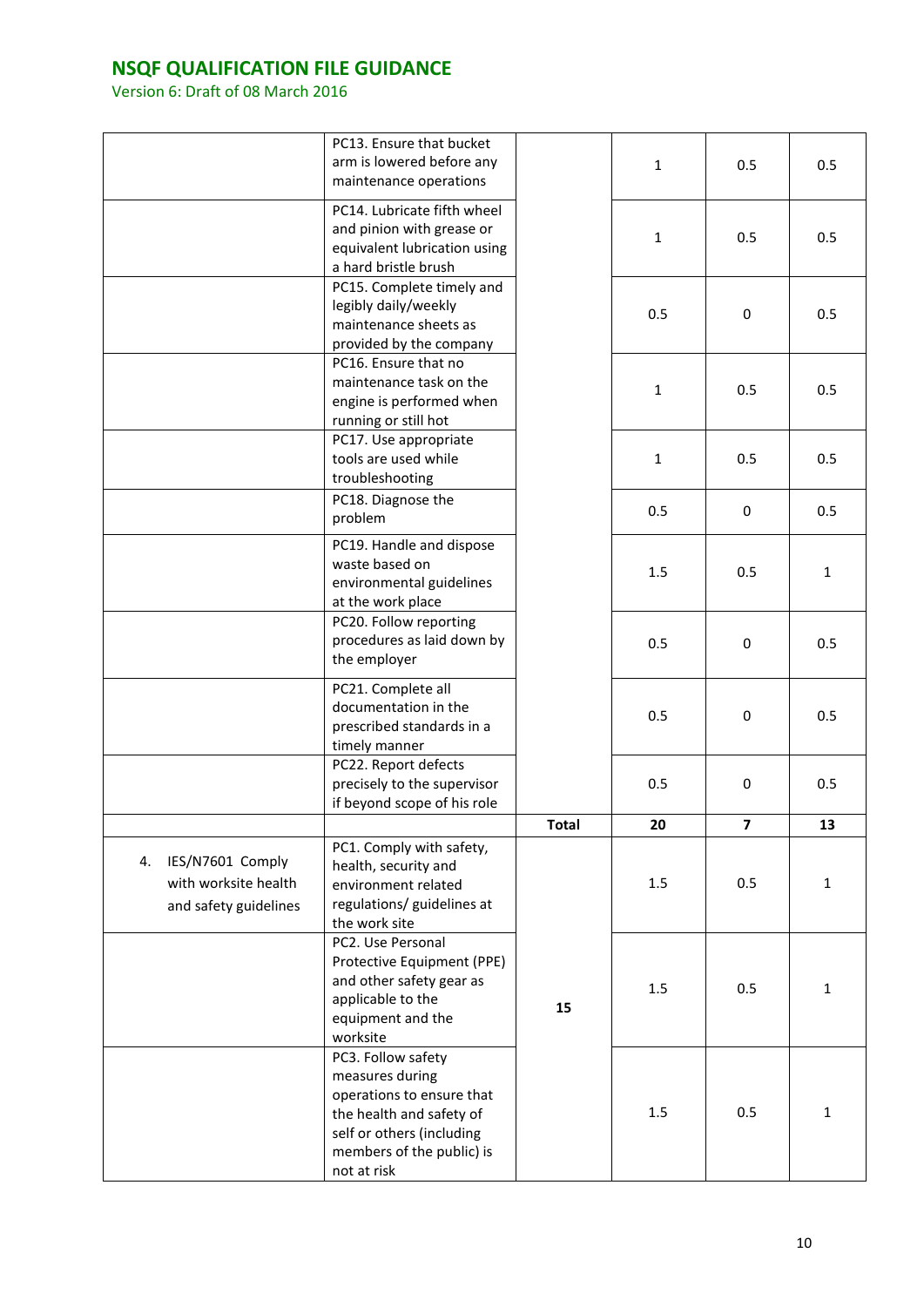# NSQF QUALIFICATION FILE GUIDANCE

Version 6: Draft of 08 March 2016

| | | | | | |
|---|---|---|---|---|---|
| | PC13. Ensure that bucket arm is lowered before any maintenance operations | | 1 | 0.5 | 0.5 |
| | PC14. Lubricate fifth wheel and pinion with grease or equivalent lubrication using a hard bristle brush | | 1 | 0.5 | 0.5 |
| | PC15. Complete timely and legibly daily/weekly maintenance sheets as provided by the company | | 0.5 | 0 | 0.5 |
| | PC16. Ensure that no maintenance task on the engine is performed when running or still hot | | 1 | 0.5 | 0.5 |
| | PC17. Use appropriate tools are used while troubleshooting | | 1 | 0.5 | 0.5 |
| | PC18. Diagnose the problem | | 0.5 | 0 | 0.5 |
| | PC19. Handle and dispose waste based on environmental guidelines at the work place | | 1.5 | 0.5 | 1 |
| | PC20. Follow reporting procedures as laid down by the employer | | 0.5 | 0 | 0.5 |
| | PC21. Complete all documentation in the prescribed standards in a timely manner | | 0.5 | 0 | 0.5 |
| | PC22. Report defects precisely to the supervisor if beyond scope of his role | | 0.5 | 0 | 0.5 |
| | | **Total** | **20** | **7** | **13** |
| 4. IES/N7601 Comply with worksite health and safety guidelines | PC1. Comply with safety, health, security and environment related regulations/ guidelines at the work site | 15 | 1.5 | 0.5 | 1 |
| | PC2. Use Personal Protective Equipment (PPE) and other safety gear as applicable to the equipment and the worksite | | 1.5 | 0.5 | 1 |
| | PC3. Follow safety measures during operations to ensure that the health and safety of self or others (including members of the public) is not at risk | | 1.5 | 0.5 | 1 |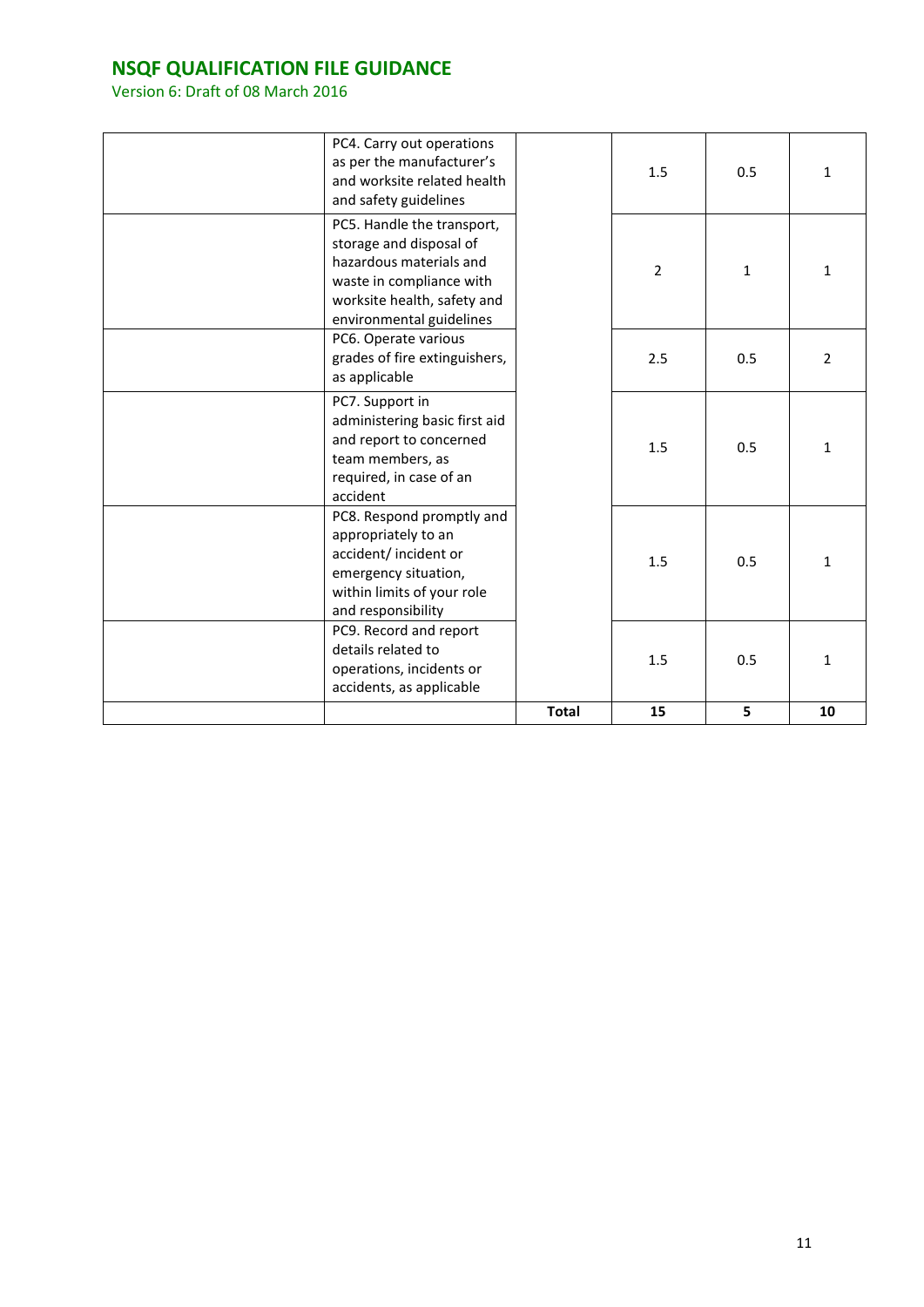| | | | | | |
|---|---|---|---|---|---|
| | PC4. Carry out operations as per the manufacturer's and worksite related health and safety guidelines | | 1.5 | 0.5 | 1 |
| | PC5. Handle the transport, storage and disposal of hazardous materials and waste in compliance with worksite health, safety and environmental guidelines | | 2 | 1 | 1 |
| | PC6. Operate various grades of fire extinguishers, as applicable | | 2.5 | 0.5 | 2 |
| | PC7. Support in administering basic first aid and report to concerned team members, as required, in case of an accident | | 1.5 | 0.5 | 1 |
| | PC8. Respond promptly and appropriately to an accident/ incident or emergency situation, within limits of your role and responsibility | | 1.5 | 0.5 | 1 |
| | PC9. Record and report details related to operations, incidents or accidents, as applicable | | 1.5 | 0.5 | 1 |
| | | **Total** | **15** | **5** | **10** |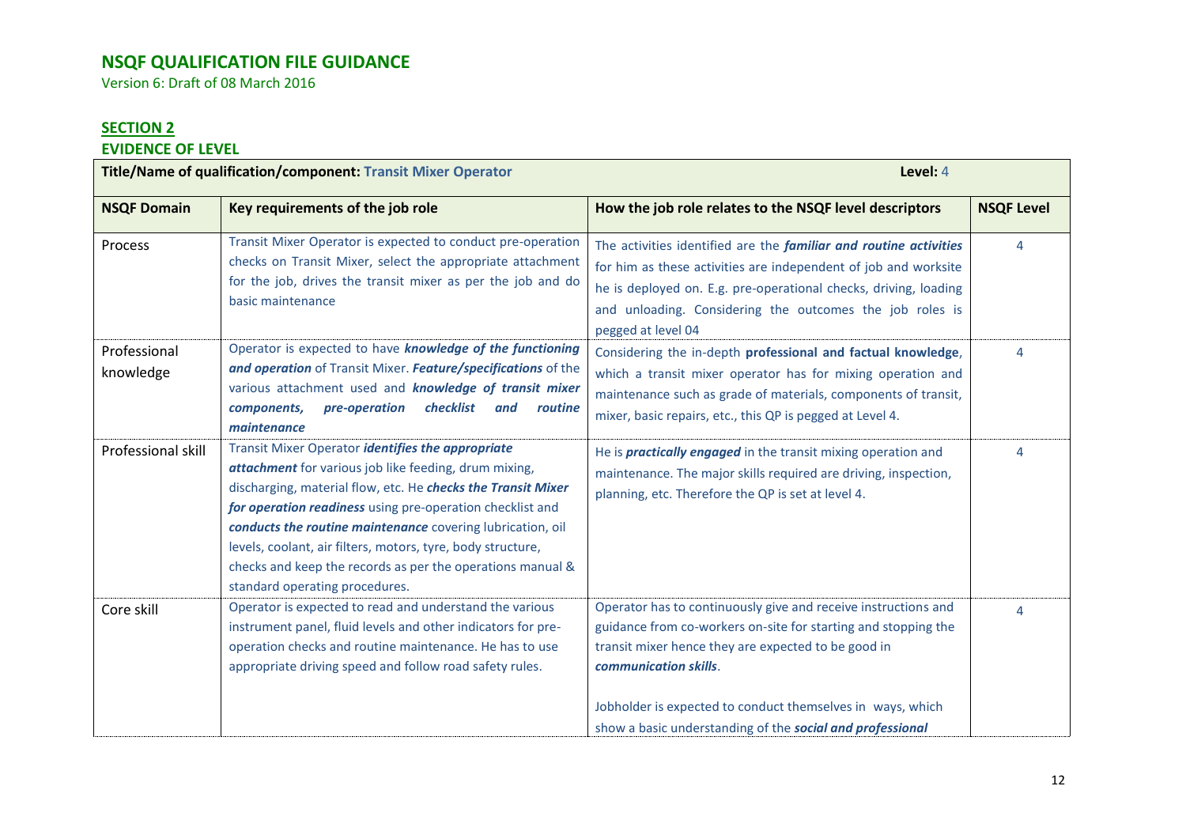# NSQF QUALIFICATION FILE GUIDANCE

Version 6: Draft of 08 March 2016

## SECTION 2

### EVIDENCE OF LEVEL

| **Title/Name of qualification/component:** Transit Mixer Operator | | **Level:** 4 | |
|---|---|---|---|
| **NSQF Domain** | **Key requirements of the job role** | **How the job role relates to the NSQF level descriptors** | **NSQF Level** |
| Process | Transit Mixer Operator is expected to conduct pre-operation checks on Transit Mixer, select the appropriate attachment for the job, drives the transit mixer as per the job and do basic maintenance | The activities identified are the ***familiar and routine activities*** for him as these activities are independent of job and worksite he is deployed on. E.g. pre-operational checks, driving, loading and unloading. Considering the outcomes the job roles is pegged at level 04 | 4 |
| Professional knowledge | Operator is expected to have ***knowledge of the functioning and operation*** of Transit Mixer. ***Feature/specifications*** of the various attachment used and ***knowledge of transit mixer components, pre-operation checklist and routine maintenance*** | Considering the in-depth **professional and factual knowledge**, which a transit mixer operator has for mixing operation and maintenance such as grade of materials, components of transit, mixer, basic repairs, etc., this QP is pegged at Level 4. | 4 |
| Professional skill | Transit Mixer Operator ***identifies the appropriate attachment*** for various job like feeding, drum mixing, discharging, material flow, etc. He ***checks the Transit Mixer for operation readiness*** using pre-operation checklist and ***conducts the routine maintenance*** covering lubrication, oil levels, coolant, air filters, motors, tyre, body structure, checks and keep the records as per the operations manual & standard operating procedures. | He is ***practically engaged*** in the transit mixing operation and maintenance. The major skills required are driving, inspection, planning, etc. Therefore the QP is set at level 4. | 4 |
| Core skill | Operator is expected to read and understand the various instrument panel, fluid levels and other indicators for pre-operation checks and routine maintenance. He has to use appropriate driving speed and follow road safety rules. | Operator has to continuously give and receive instructions and guidance from co-workers on-site for starting and stopping the transit mixer hence they are expected to be good in ***communication skills***.<br><br>Jobholder is expected to conduct themselves in ways, which show a basic understanding of the ***social and professional*** | 4 |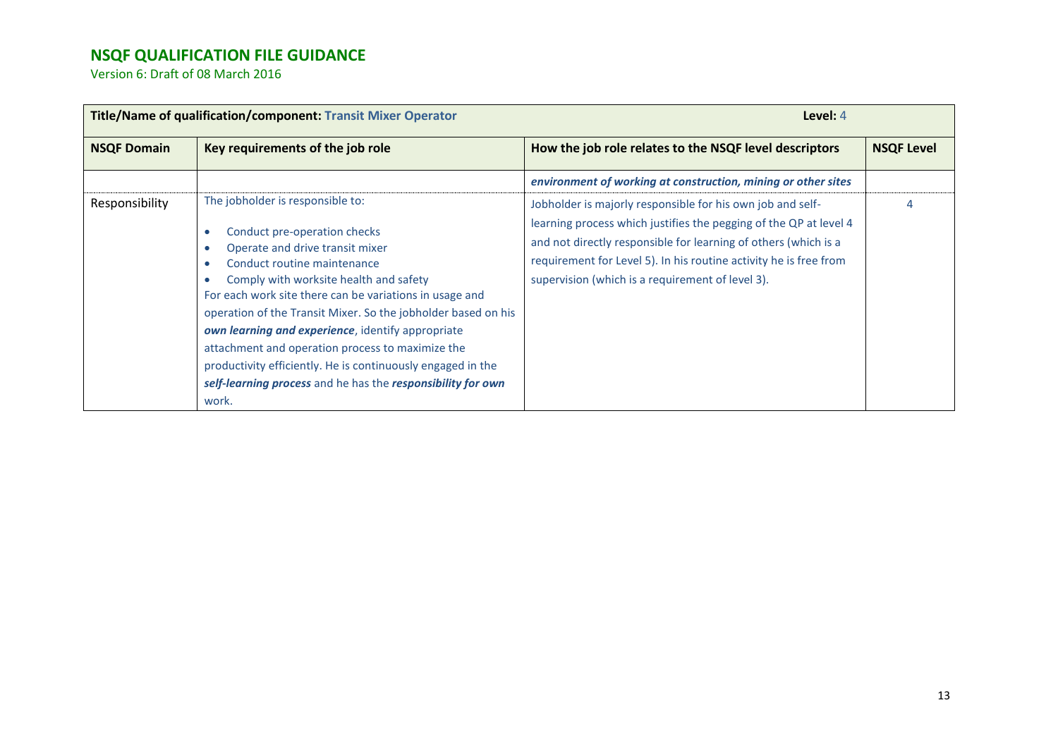## NSQF QUALIFICATION FILE GUIDANCE

Version 6: Draft of 08 March 2016

| Title/Name of qualification/component: Transit Mixer Operator | | Level: 4 | |
|---|---|---|---|
| **NSQF Domain** | **Key requirements of the job role** | **How the job role relates to the NSQF level descriptors** | **NSQF Level** |
| | | ***environment of working at construction, mining or other sites*** | |
| Responsibility | The jobholder is responsible to:<br>• Conduct pre-operation checks<br>• Operate and drive transit mixer<br>• Conduct routine maintenance<br>• Comply with worksite health and safety<br>For each work site there can be variations in usage and operation of the Transit Mixer. So the jobholder based on his ***own learning and experience***, identify appropriate attachment and operation process to maximize the productivity efficiently. He is continuously engaged in the ***self-learning process*** and he has the ***responsibility for own*** work. | Jobholder is majorly responsible for his own job and self-learning process which justifies the pegging of the QP at level 4 and not directly responsible for learning of others (which is a requirement for Level 5). In his routine activity he is free from supervision (which is a requirement of level 3). | 4 |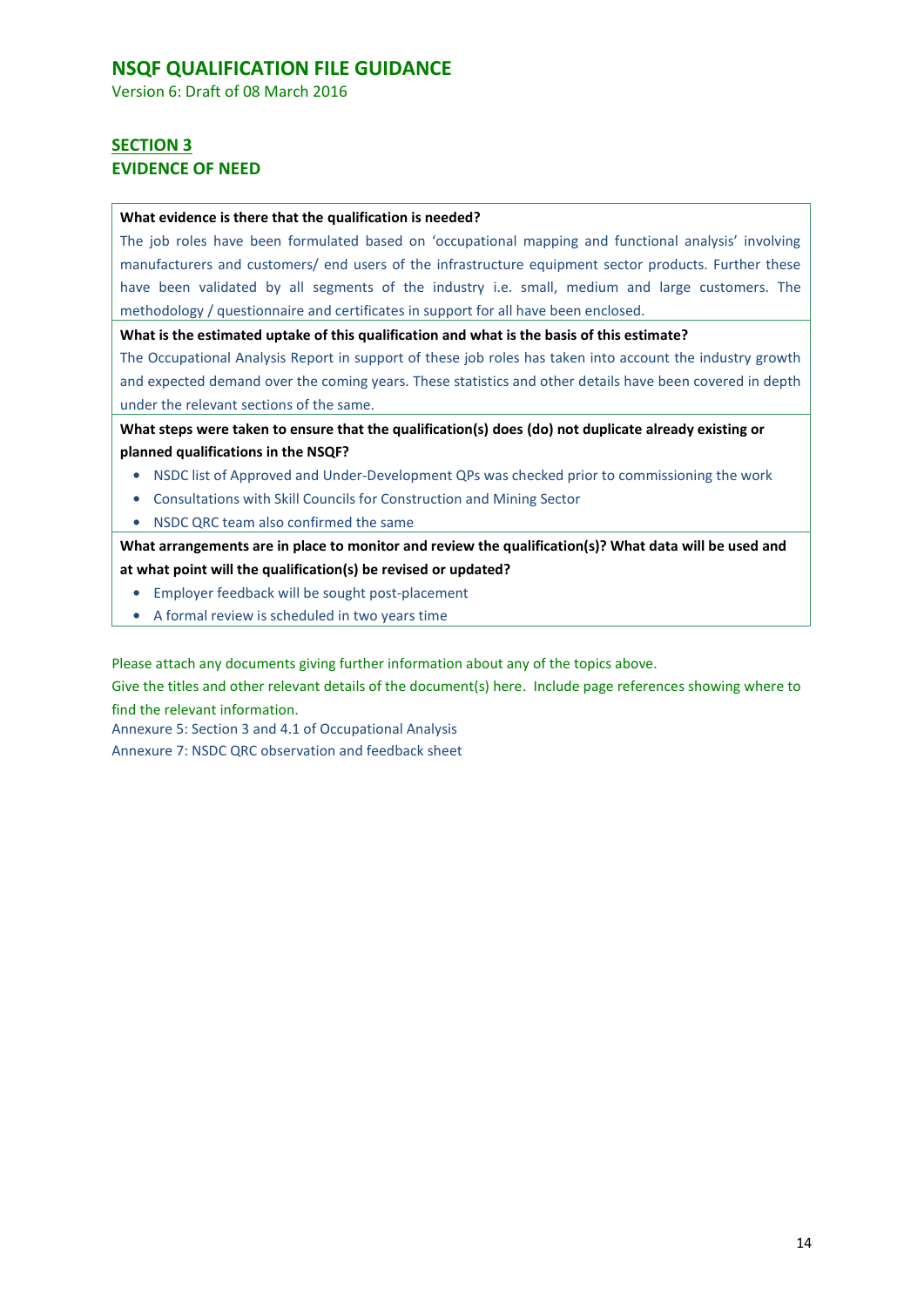# NSQF QUALIFICATION FILE GUIDANCE

Version 6: Draft of 08 March 2016

## SECTION 3
## EVIDENCE OF NEED

**What evidence is there that the qualification is needed?**

The job roles have been formulated based on 'occupational mapping and functional analysis' involving manufacturers and customers/ end users of the infrastructure equipment sector products. Further these have been validated by all segments of the industry i.e. small, medium and large customers. The methodology / questionnaire and certificates in support for all have been enclosed.

**What is the estimated uptake of this qualification and what is the basis of this estimate?**

The Occupational Analysis Report in support of these job roles has taken into account the industry growth and expected demand over the coming years. These statistics and other details have been covered in depth under the relevant sections of the same.

**What steps were taken to ensure that the qualification(s) does (do) not duplicate already existing or planned qualifications in the NSQF?**

- NSDC list of Approved and Under-Development QPs was checked prior to commissioning the work
- Consultations with Skill Councils for Construction and Mining Sector
- NSDC QRC team also confirmed the same

**What arrangements are in place to monitor and review the qualification(s)? What data will be used and at what point will the qualification(s) be revised or updated?**

- Employer feedback will be sought post-placement
- A formal review is scheduled in two years time

Please attach any documents giving further information about any of the topics above.

Give the titles and other relevant details of the document(s) here. Include page references showing where to find the relevant information.

Annexure 5: Section 3 and 4.1 of Occupational Analysis

Annexure 7: NSDC QRC observation and feedback sheet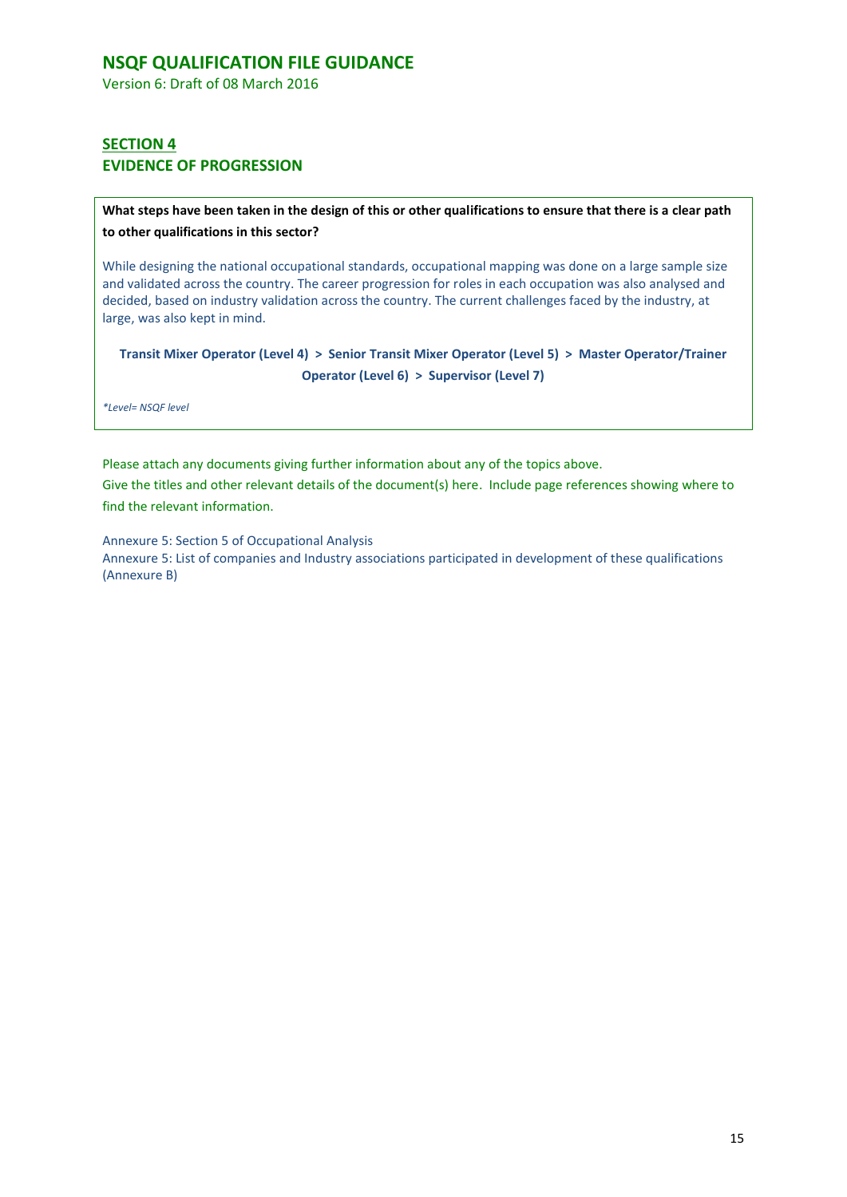## NSQF QUALIFICATION FILE GUIDANCE

Version 6: Draft of 08 March 2016

### SECTION 4
### EVIDENCE OF PROGRESSION

**What steps have been taken in the design of this or other qualifications to ensure that there is a clear path to other qualifications in this sector?**

While designing the national occupational standards, occupational mapping was done on a large sample size and validated across the country. The career progression for roles in each occupation was also analysed and decided, based on industry validation across the country. The current challenges faced by the industry, at large, was also kept in mind.

**Transit Mixer Operator (Level 4) > Senior Transit Mixer Operator (Level 5) > Master Operator/Trainer Operator (Level 6) > Supervisor (Level 7)**

*\*Level= NSQF level*

Please attach any documents giving further information about any of the topics above.
Give the titles and other relevant details of the document(s) here. Include page references showing where to find the relevant information.

Annexure 5: Section 5 of Occupational Analysis
Annexure 5: List of companies and Industry associations participated in development of these qualifications (Annexure B)